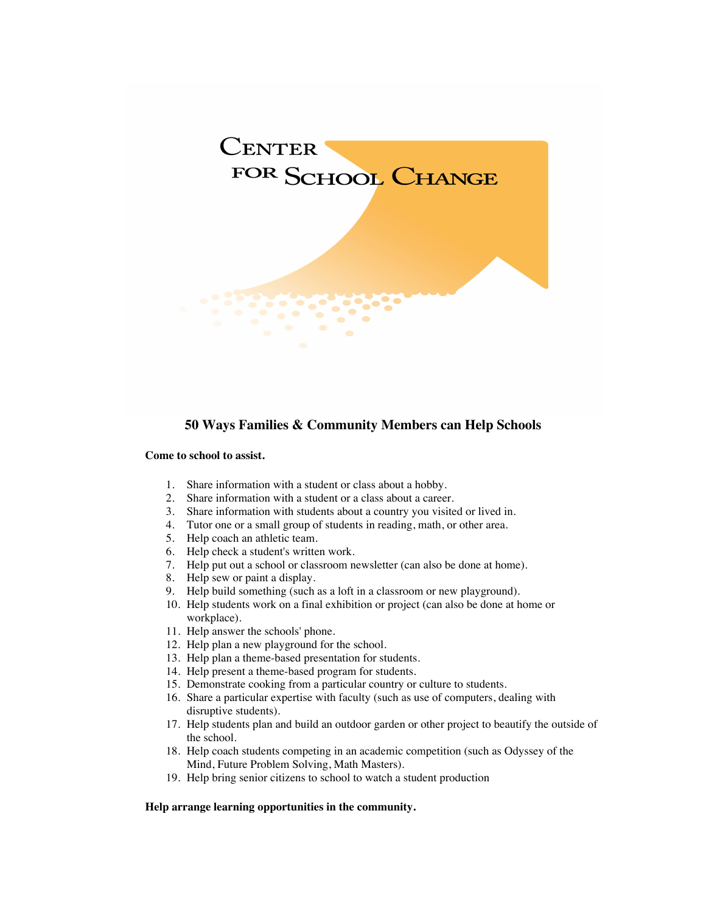CENTER FOR SCHOOL CHANGE

## 50 Ways Families & Community Members can Help Schools

**Come to school to assist.**

1. Share information with a student or class about a hobby.
2. Share information with a student or a class about a career.
3. Share information with students about a country you visited or lived in.
4. Tutor one or a small group of students in reading, math, or other area.
5. Help coach an athletic team.
6. Help check a student's written work.
7. Help put out a school or classroom newsletter (can also be done at home).
8. Help sew or paint a display.
9. Help build something (such as a loft in a classroom or new playground).
10. Help students work on a final exhibition or project (can also be done at home or workplace).
11. Help answer the schools' phone.
12. Help plan a new playground for the school.
13. Help plan a theme-based presentation for students.
14. Help present a theme-based program for students.
15. Demonstrate cooking from a particular country or culture to students.
16. Share a particular expertise with faculty (such as use of computers, dealing with disruptive students).
17. Help students plan and build an outdoor garden or other project to beautify the outside of the school.
18. Help coach students competing in an academic competition (such as Odyssey of the Mind, Future Problem Solving, Math Masters).
19. Help bring senior citizens to school to watch a student production

**Help arrange learning opportunities in the community.**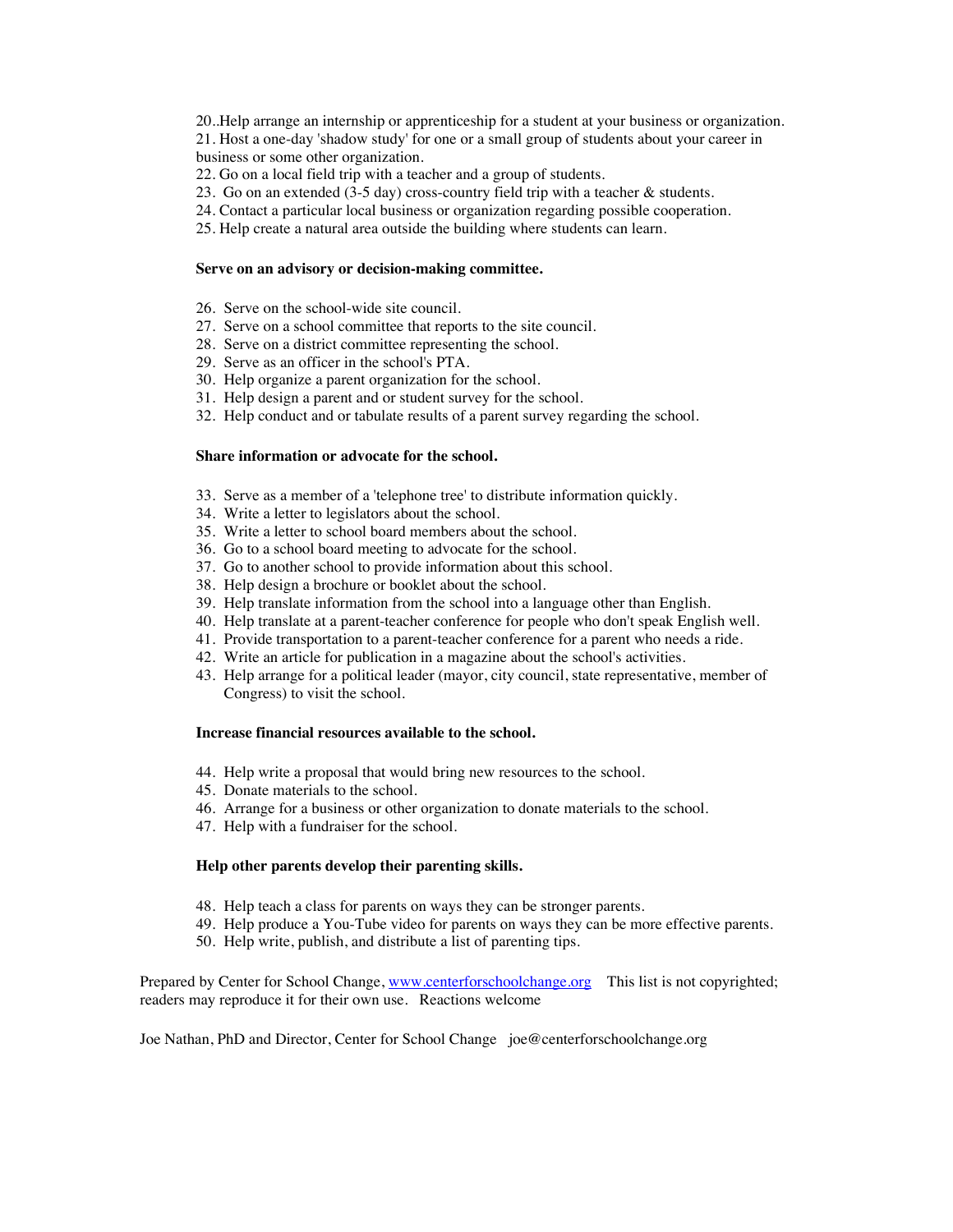20..Help arrange an internship or apprenticeship for a student at your business or organization.
21. Host a one-day 'shadow study' for one or a small group of students about your career in business or some other organization.
22. Go on a local field trip with a teacher and a group of students.
23. Go on an extended (3-5 day) cross-country field trip with a teacher & students.
24. Contact a particular local business or organization regarding possible cooperation.
25. Help create a natural area outside the building where students can learn.

**Serve on an advisory or decision-making committee.**

26. Serve on the school-wide site council.
27. Serve on a school committee that reports to the site council.
28. Serve on a district committee representing the school.
29. Serve as an officer in the school's PTA.
30. Help organize a parent organization for the school.
31. Help design a parent and or student survey for the school.
32. Help conduct and or tabulate results of a parent survey regarding the school.

**Share information or advocate for the school.**

33. Serve as a member of a 'telephone tree' to distribute information quickly.
34. Write a letter to legislators about the school.
35. Write a letter to school board members about the school.
36. Go to a school board meeting to advocate for the school.
37. Go to another school to provide information about this school.
38. Help design a brochure or booklet about the school.
39. Help translate information from the school into a language other than English.
40. Help translate at a parent-teacher conference for people who don't speak English well.
41. Provide transportation to a parent-teacher conference for a parent who needs a ride.
42. Write an article for publication in a magazine about the school's activities.
43. Help arrange for a political leader (mayor, city council, state representative, member of Congress) to visit the school.

**Increase financial resources available to the school.**

44. Help write a proposal that would bring new resources to the school.
45. Donate materials to the school.
46. Arrange for a business or other organization to donate materials to the school.
47. Help with a fundraiser for the school.

**Help other parents develop their parenting skills.**

48. Help teach a class for parents on ways they can be stronger parents.
49. Help produce a You-Tube video for parents on ways they can be more effective parents.
50. Help write, publish, and distribute a list of parenting tips.

Prepared by Center for School Change, [www.centerforschoolchange.org](http://www.centerforschoolchange.org) This list is not copyrighted; readers may reproduce it for their own use. Reactions welcome

Joe Nathan, PhD and Director, Center for School Change joe@centerforschoolchange.org